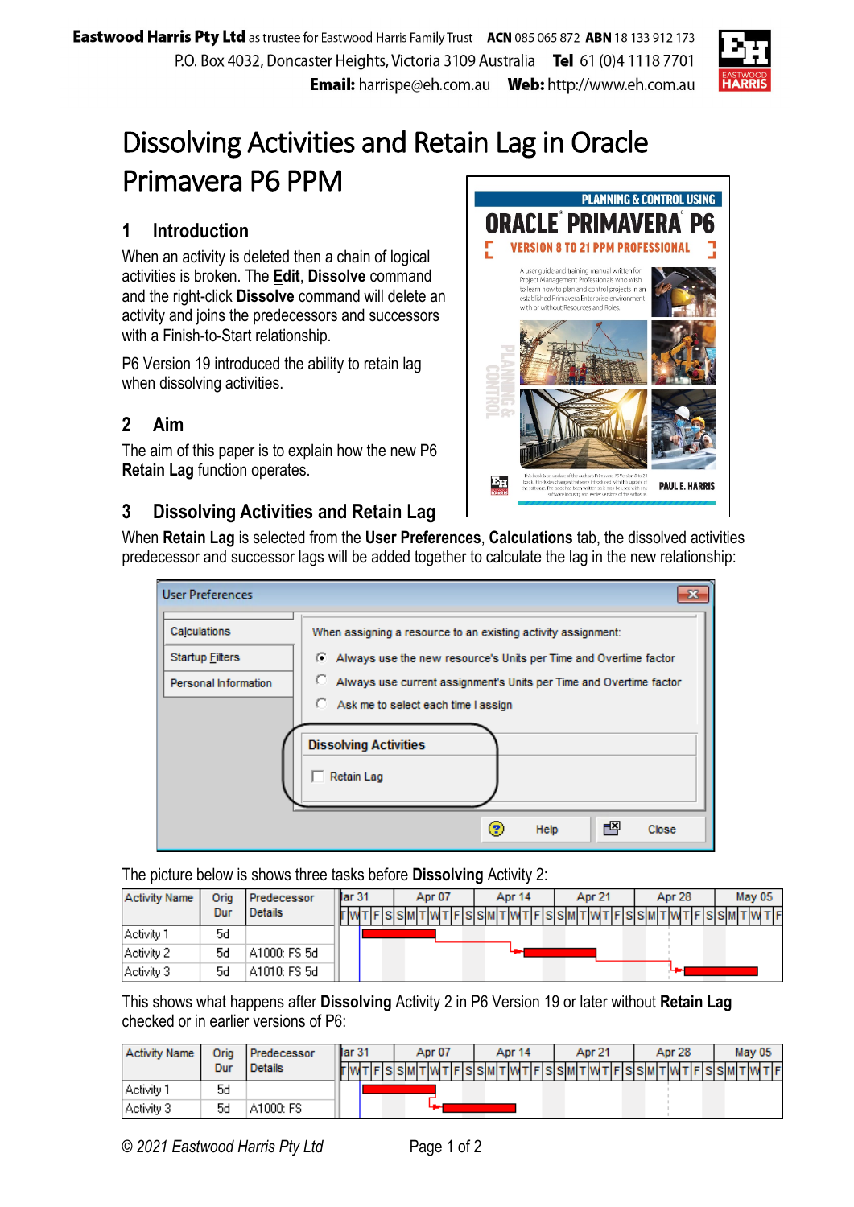**Eastwood Harris Pty Ltd** as trustee for Eastwood Harris Family Trust **ACN** 085 065 872 **ABN** 18 133 912 173
P.O. Box 4032, Doncaster Heights, Victoria 3109 Australia **Tel** 61 (0)4 1118 7701
**Email:** harrispe@eh.com.au **Web:** http://www.eh.com.au

# Dissolving Activities and Retain Lag in Oracle Primavera P6 PPM

## 1 Introduction

When an activity is deleted then a chain of logical activities is broken. The **Edit**, **Dissolve** command and the right-click **Dissolve** command will delete an activity and joins the predecessors and successors with a Finish-to-Start relationship.

P6 Version 19 introduced the ability to retain lag when dissolving activities.

## 2 Aim

The aim of this paper is to explain how the new P6 **Retain Lag** function operates.

## 3 Dissolving Activities and Retain Lag

When **Retain Lag** is selected from the **User Preferences**, **Calculations** tab, the dissolved activities predecessor and successor lags will be added together to calculate the lag in the new relationship:

The picture below is shows three tasks before **Dissolving** Activity 2:

| Activity Name | Orig Dur | Predecessor Details |
|---|---|---|
| Activity 1 | 5d | |
| Activity 2 | 5d | A1000: FS 5d |
| Activity 3 | 5d | A1010: FS 5d |

This shows what happens after **Dissolving** Activity 2 in P6 Version 19 or later without **Retain Lag** checked or in earlier versions of P6:

| Activity Name | Orig Dur | Predecessor Details |
|---|---|---|
| Activity 1 | 5d | |
| Activity 3 | 5d | A1000: FS |

*© 2021 Eastwood Harris Pty Ltd*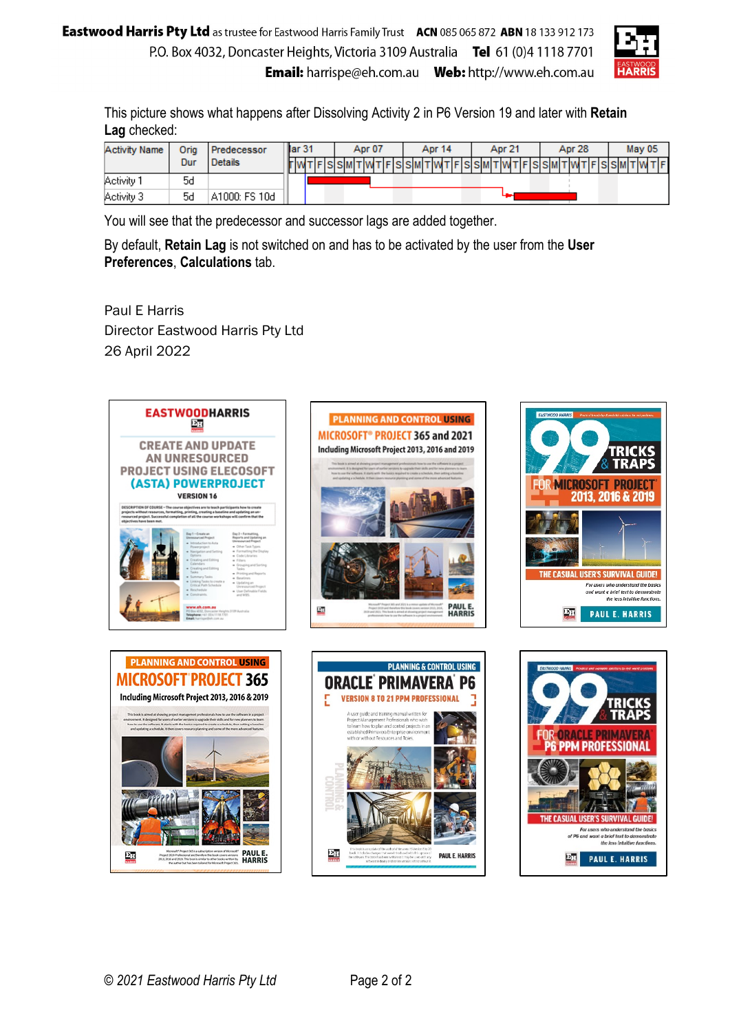**Eastwood Harris Pty Ltd** as trustee for Eastwood Harris Family Trust **ACN** 085 065 872 **ABN** 18 133 912 173
P.O. Box 4032, Doncaster Heights, Victoria 3109 Australia **Tel** 61 (0)4 1118 7701
**Email:** harrispe@eh.com.au **Web:** http://www.eh.com.au

This picture shows what happens after Dissolving Activity 2 in P6 Version 19 and later with **Retain Lag** checked:

| Activity Name | Orig Dur | Predecessor Details |
|---|---|---|
| Activity 1 | 5d | |
| Activity 3 | 5d | A1000: FS 10d |

You will see that the predecessor and successor lags are added together.

By default, **Retain Lag** is not switched on and has to be activated by the user from the **User Preferences**, **Calculations** tab.

Paul E Harris
Director Eastwood Harris Pty Ltd
26 April 2022

© 2021 Eastwood Harris Pty Ltd